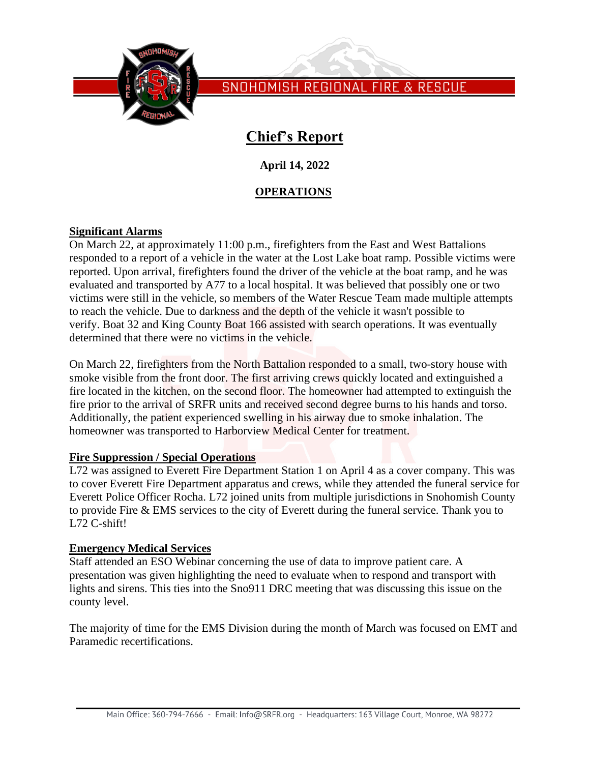SNOHOMISH REGIONAL FIRE & RESCUE

# Chief's Report

**April 14, 2022**

## OPERATIONS

### Significant Alarms

On March 22, at approximately 11:00 p.m., firefighters from the East and West Battalions responded to a report of a vehicle in the water at the Lost Lake boat ramp. Possible victims were reported. Upon arrival, firefighters found the driver of the vehicle at the boat ramp, and he was evaluated and transported by A77 to a local hospital. It was believed that possibly one or two victims were still in the vehicle, so members of the Water Rescue Team made multiple attempts to reach the vehicle. Due to darkness and the depth of the vehicle it wasn't possible to verify. Boat 32 and King County Boat 166 assisted with search operations. It was eventually determined that there were no victims in the vehicle.

On March 22, firefighters from the North Battalion responded to a small, two-story house with smoke visible from the front door. The first arriving crews quickly located and extinguished a fire located in the kitchen, on the second floor. The homeowner had attempted to extinguish the fire prior to the arrival of SRFR units and received second degree burns to his hands and torso. Additionally, the patient experienced swelling in his airway due to smoke inhalation. The homeowner was transported to Harborview Medical Center for treatment.

### Fire Suppression / Special Operations

L72 was assigned to Everett Fire Department Station 1 on April 4 as a cover company. This was to cover Everett Fire Department apparatus and crews, while they attended the funeral service for Everett Police Officer Rocha. L72 joined units from multiple jurisdictions in Snohomish County to provide Fire & EMS services to the city of Everett during the funeral service. Thank you to L72 C-shift!

### Emergency Medical Services

Staff attended an ESO Webinar concerning the use of data to improve patient care. A presentation was given highlighting the need to evaluate when to respond and transport with lights and sirens. This ties into the Sno911 DRC meeting that was discussing this issue on the county level.

The majority of time for the EMS Division during the month of March was focused on EMT and Paramedic recertifications.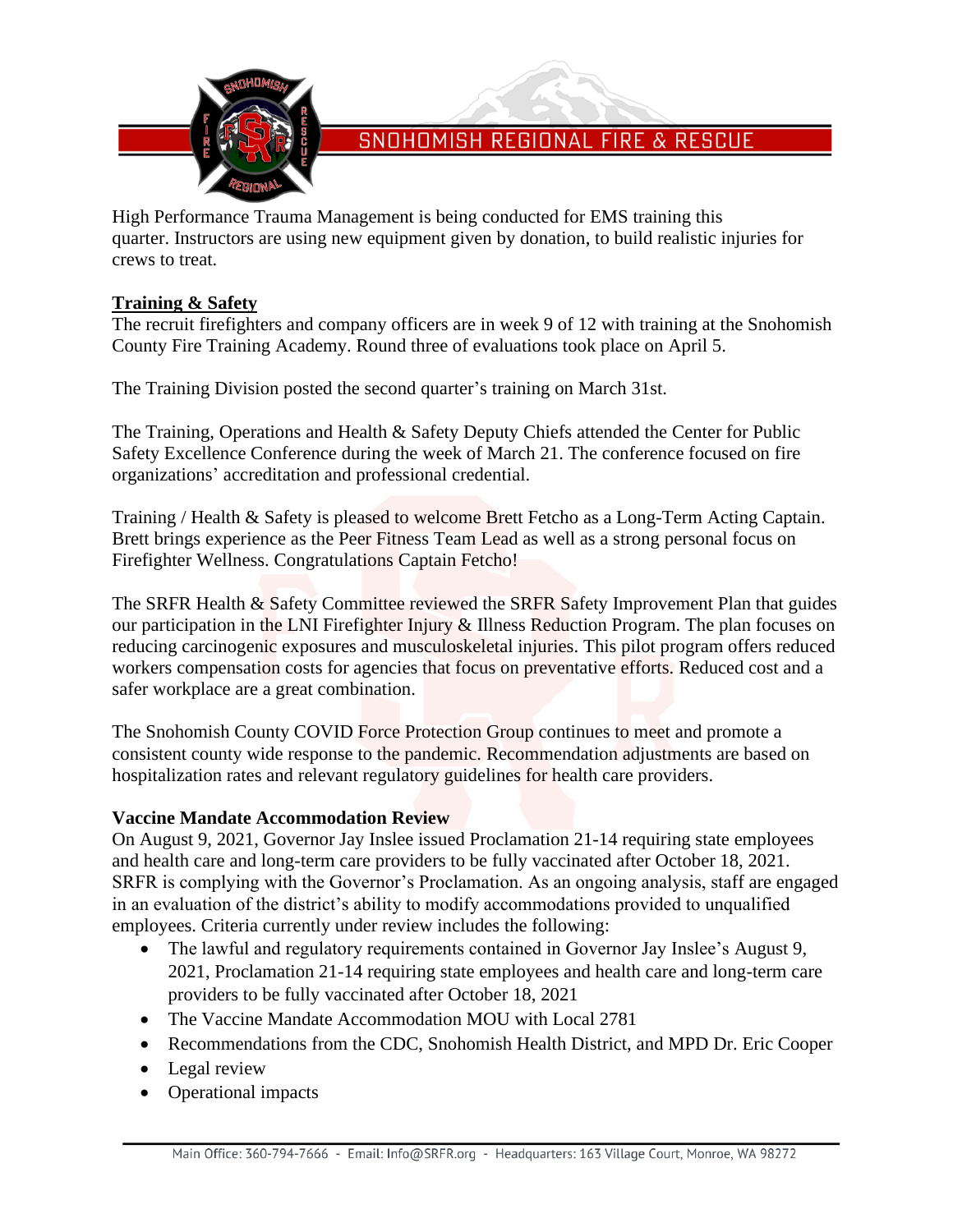High Performance Trauma Management is being conducted for EMS training this quarter. Instructors are using new equipment given by donation, to build realistic injuries for crews to treat.

**Training & Safety**

The recruit firefighters and company officers are in week 9 of 12 with training at the Snohomish County Fire Training Academy. Round three of evaluations took place on April 5.

The Training Division posted the second quarter's training on March 31st.

The Training, Operations and Health & Safety Deputy Chiefs attended the Center for Public Safety Excellence Conference during the week of March 21. The conference focused on fire organizations' accreditation and professional credential.

Training / Health & Safety is pleased to welcome Brett Fetcho as a Long-Term Acting Captain. Brett brings experience as the Peer Fitness Team Lead as well as a strong personal focus on Firefighter Wellness. Congratulations Captain Fetcho!

The SRFR Health & Safety Committee reviewed the SRFR Safety Improvement Plan that guides our participation in the LNI Firefighter Injury & Illness Reduction Program. The plan focuses on reducing carcinogenic exposures and musculoskeletal injuries. This pilot program offers reduced workers compensation costs for agencies that focus on preventative efforts. Reduced cost and a safer workplace are a great combination.

The Snohomish County COVID Force Protection Group continues to meet and promote a consistent county wide response to the pandemic. Recommendation adjustments are based on hospitalization rates and relevant regulatory guidelines for health care providers.

**Vaccine Mandate Accommodation Review**

On August 9, 2021, Governor Jay Inslee issued Proclamation 21-14 requiring state employees and health care and long-term care providers to be fully vaccinated after October 18, 2021. SRFR is complying with the Governor's Proclamation. As an ongoing analysis, staff are engaged in an evaluation of the district's ability to modify accommodations provided to unqualified employees. Criteria currently under review includes the following:

- The lawful and regulatory requirements contained in Governor Jay Inslee's August 9, 2021, Proclamation 21-14 requiring state employees and health care and long-term care providers to be fully vaccinated after October 18, 2021
- The Vaccine Mandate Accommodation MOU with Local 2781
- Recommendations from the CDC, Snohomish Health District, and MPD Dr. Eric Cooper
- Legal review
- Operational impacts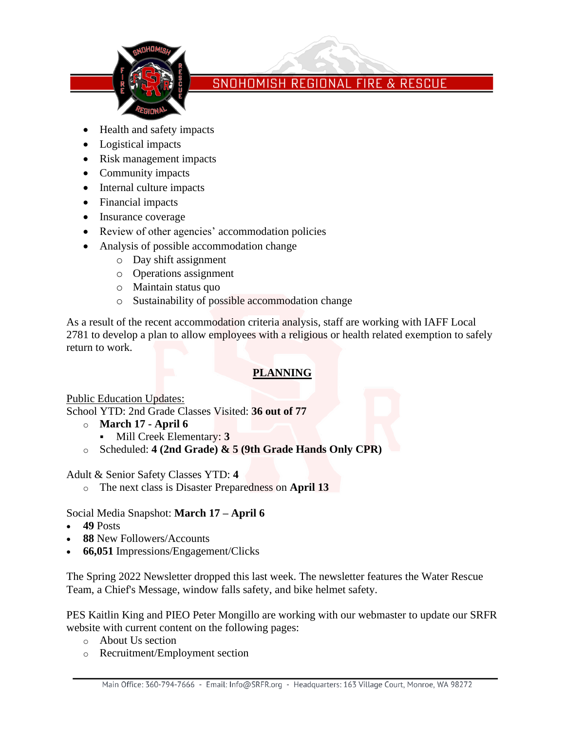- Health and safety impacts
- Logistical impacts
- Risk management impacts
- Community impacts
- Internal culture impacts
- Financial impacts
- Insurance coverage
- Review of other agencies' accommodation policies
- Analysis of possible accommodation change
  - Day shift assignment
  - Operations assignment
  - Maintain status quo
  - Sustainability of possible accommodation change

As a result of the recent accommodation criteria analysis, staff are working with IAFF Local 2781 to develop a plan to allow employees with a religious or health related exemption to safely return to work.

## PLANNING

Public Education Updates:
School YTD: 2nd Grade Classes Visited: **36 out of 77**

- **March 17 - April 6**
  - Mill Creek Elementary: **3**
- Scheduled: **4 (2nd Grade) & 5 (9th Grade Hands Only CPR)**

Adult & Senior Safety Classes YTD: **4**

- The next class is Disaster Preparedness on **April 13**

Social Media Snapshot: **March 17 – April 6**

- **49** Posts
- **88** New Followers/Accounts
- **66,051** Impressions/Engagement/Clicks

The Spring 2022 Newsletter dropped this last week. The newsletter features the Water Rescue Team, a Chief's Message, window falls safety, and bike helmet safety.

PES Kaitlin King and PIEO Peter Mongillo are working with our webmaster to update our SRFR website with current content on the following pages:

- About Us section
- Recruitment/Employment section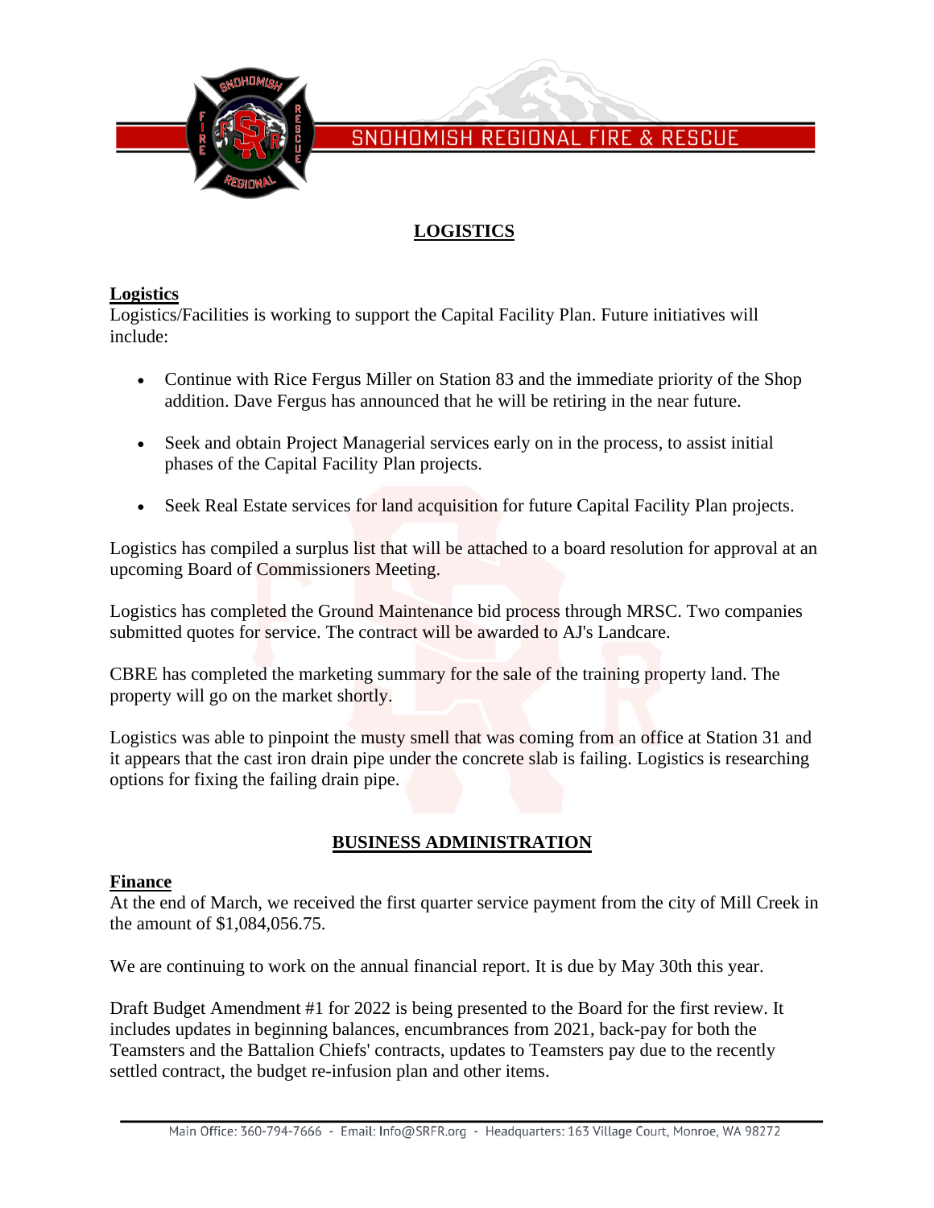## LOGISTICS

### Logistics

Logistics/Facilities is working to support the Capital Facility Plan. Future initiatives will include:

- Continue with Rice Fergus Miller on Station 83 and the immediate priority of the Shop addition. Dave Fergus has announced that he will be retiring in the near future.
- Seek and obtain Project Managerial services early on in the process, to assist initial phases of the Capital Facility Plan projects.
- Seek Real Estate services for land acquisition for future Capital Facility Plan projects.

Logistics has compiled a surplus list that will be attached to a board resolution for approval at an upcoming Board of Commissioners Meeting.

Logistics has completed the Ground Maintenance bid process through MRSC. Two companies submitted quotes for service. The contract will be awarded to AJ's Landcare.

CBRE has completed the marketing summary for the sale of the training property land. The property will go on the market shortly.

Logistics was able to pinpoint the musty smell that was coming from an office at Station 31 and it appears that the cast iron drain pipe under the concrete slab is failing. Logistics is researching options for fixing the failing drain pipe.

## BUSINESS ADMINISTRATION

### Finance

At the end of March, we received the first quarter service payment from the city of Mill Creek in the amount of $1,084,056.75.

We are continuing to work on the annual financial report. It is due by May 30th this year.

Draft Budget Amendment #1 for 2022 is being presented to the Board for the first review. It includes updates in beginning balances, encumbrances from 2021, back-pay for both the Teamsters and the Battalion Chiefs' contracts, updates to Teamsters pay due to the recently settled contract, the budget re-infusion plan and other items.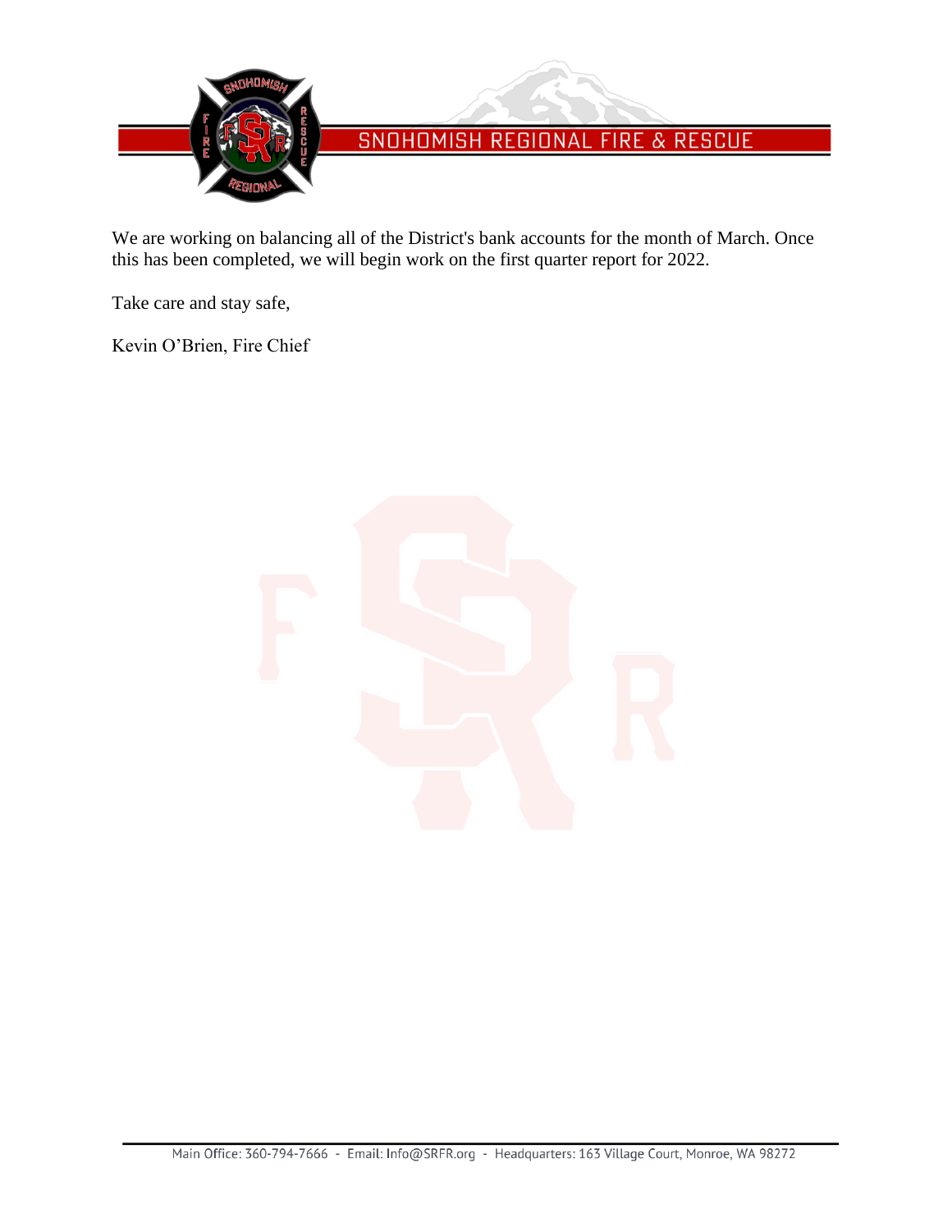We are working on balancing all of the District's bank accounts for the month of March. Once this has been completed, we will begin work on the first quarter report for 2022.

Take care and stay safe,

Kevin O'Brien, Fire Chief